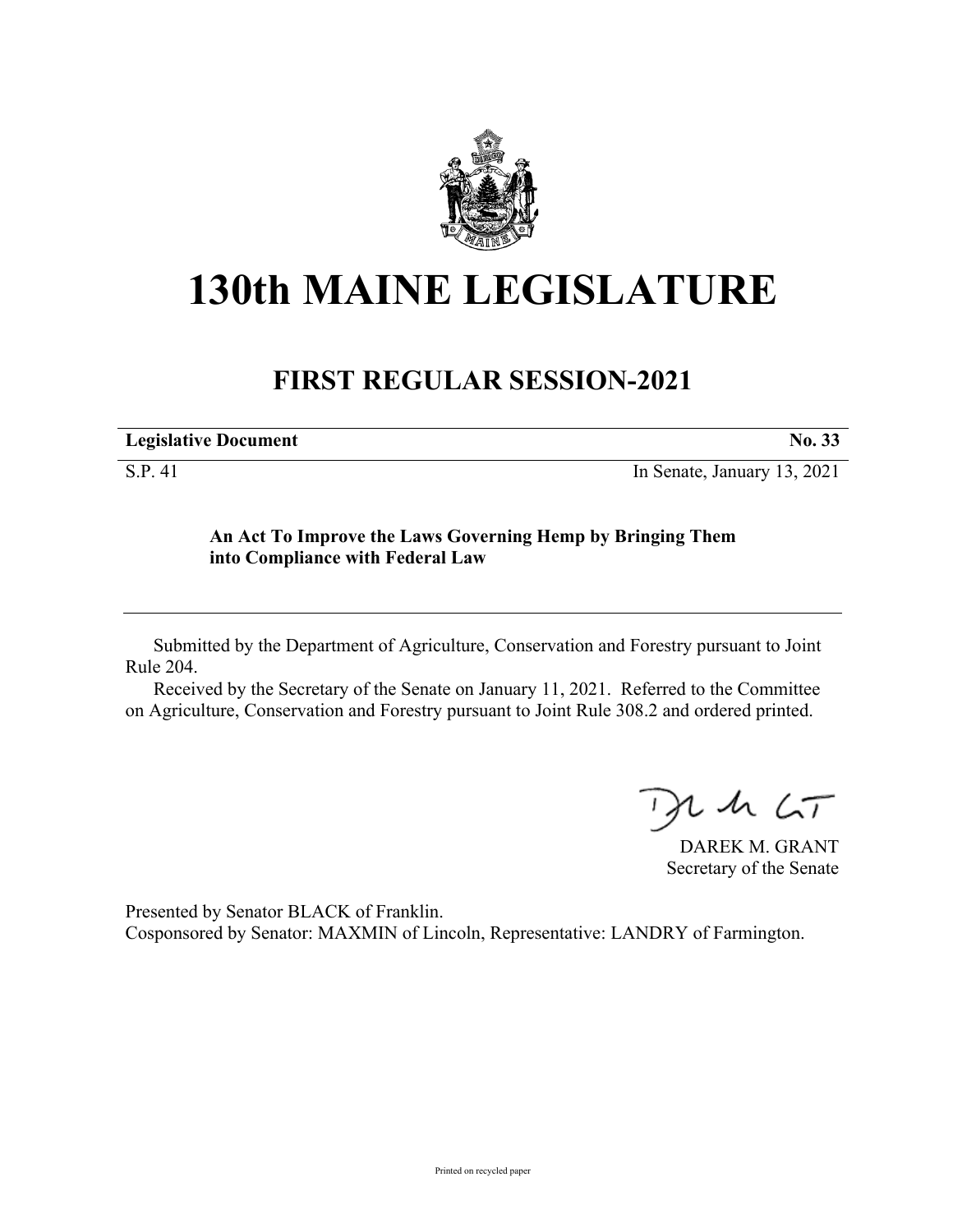# 130th MAINE LEGISLATURE

## FIRST REGULAR SESSION-2021

**Legislative Document** **No. 33**

S.P. 41 In Senate, January 13, 2021

**An Act To Improve the Laws Governing Hemp by Bringing Them into Compliance with Federal Law**

Submitted by the Department of Agriculture, Conservation and Forestry pursuant to Joint Rule 204.

Received by the Secretary of the Senate on January 11, 2021. Referred to the Committee on Agriculture, Conservation and Forestry pursuant to Joint Rule 308.2 and ordered printed.

DAREK M. GRANT
Secretary of the Senate

Presented by Senator BLACK of Franklin.
Cosponsored by Senator: MAXMIN of Lincoln, Representative: LANDRY of Farmington.

Printed on recycled paper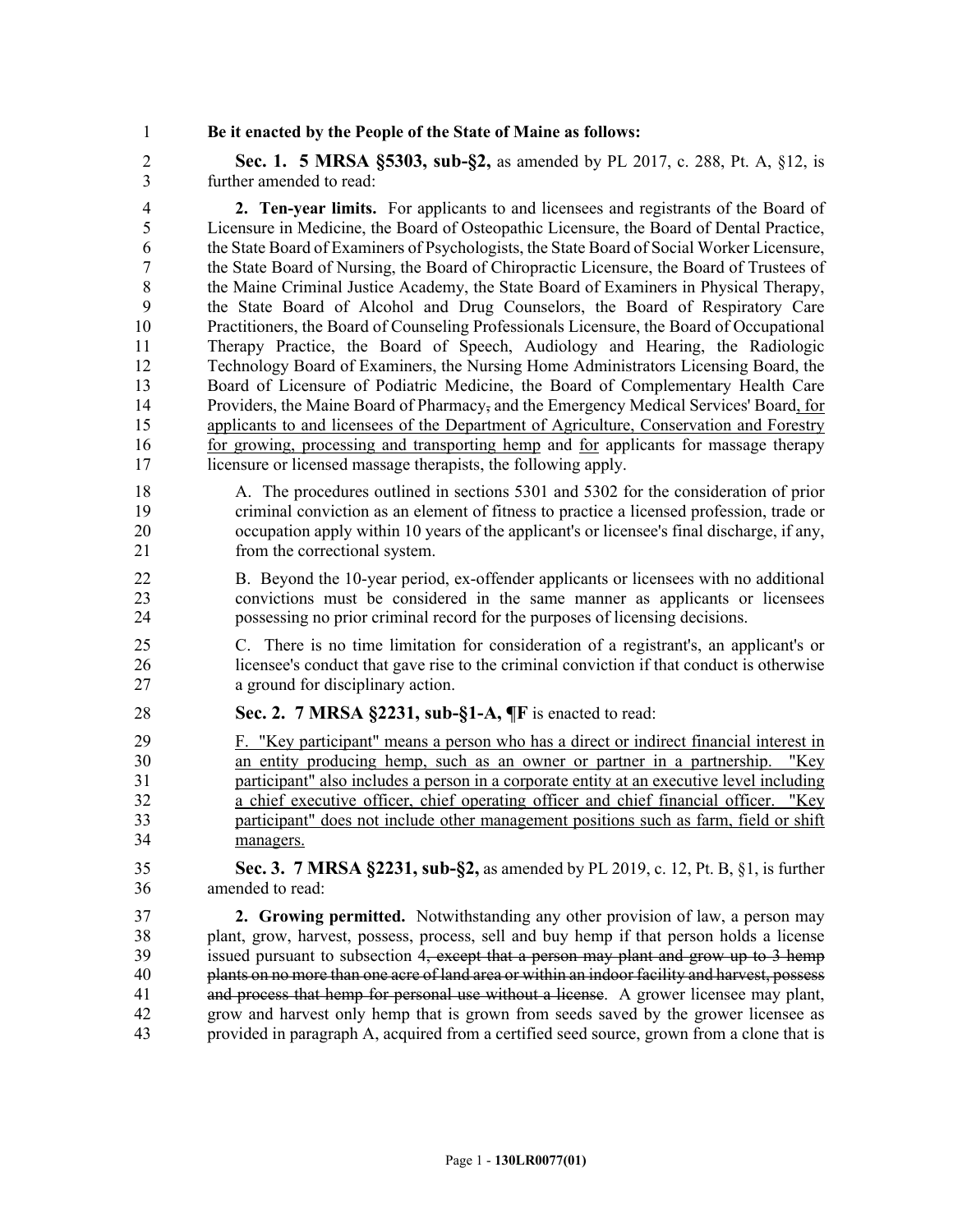**Be it enacted by the People of the State of Maine as follows:**

**Sec. 1. 5 MRSA §5303, sub-§2,** as amended by PL 2017, c. 288, Pt. A, §12, is further amended to read:

**2. Ten-year limits.** For applicants to and licensees and registrants of the Board of Licensure in Medicine, the Board of Osteopathic Licensure, the Board of Dental Practice, the State Board of Examiners of Psychologists, the State Board of Social Worker Licensure, the State Board of Nursing, the Board of Chiropractic Licensure, the Board of Trustees of the Maine Criminal Justice Academy, the State Board of Examiners in Physical Therapy, the State Board of Alcohol and Drug Counselors, the Board of Respiratory Care Practitioners, the Board of Counseling Professionals Licensure, the Board of Occupational Therapy Practice, the Board of Speech, Audiology and Hearing, the Radiologic Technology Board of Examiners, the Nursing Home Administrators Licensing Board, the Board of Licensure of Podiatric Medicine, the Board of Complementary Health Care Providers, the Maine Board of Pharmacy~~,~~ and the Emergency Medical Services' Board, for applicants to and licensees of the Department of Agriculture, Conservation and Forestry for growing, processing and transporting hemp and for applicants for massage therapy licensure or licensed massage therapists, the following apply.

A. The procedures outlined in sections 5301 and 5302 for the consideration of prior criminal conviction as an element of fitness to practice a licensed profession, trade or occupation apply within 10 years of the applicant's or licensee's final discharge, if any, from the correctional system.

B. Beyond the 10-year period, ex-offender applicants or licensees with no additional convictions must be considered in the same manner as applicants or licensees possessing no prior criminal record for the purposes of licensing decisions.

C. There is no time limitation for consideration of a registrant's, an applicant's or licensee's conduct that gave rise to the criminal conviction if that conduct is otherwise a ground for disciplinary action.

**Sec. 2. 7 MRSA §2231, sub-§1-A, ¶F** is enacted to read:

F. "Key participant" means a person who has a direct or indirect financial interest in an entity producing hemp, such as an owner or partner in a partnership. "Key participant" also includes a person in a corporate entity at an executive level including a chief executive officer, chief operating officer and chief financial officer. "Key participant" does not include other management positions such as farm, field or shift managers.

**Sec. 3. 7 MRSA §2231, sub-§2,** as amended by PL 2019, c. 12, Pt. B, §1, is further amended to read:

**2. Growing permitted.** Notwithstanding any other provision of law, a person may plant, grow, harvest, possess, process, sell and buy hemp if that person holds a license issued pursuant to subsection 4~~, except that a person may plant and grow up to 3 hemp plants on no more than one acre of land area or within an indoor facility and harvest, possess and process that hemp for personal use without a license~~. A grower licensee may plant, grow and harvest only hemp that is grown from seeds saved by the grower licensee as provided in paragraph A, acquired from a certified seed source, grown from a clone that is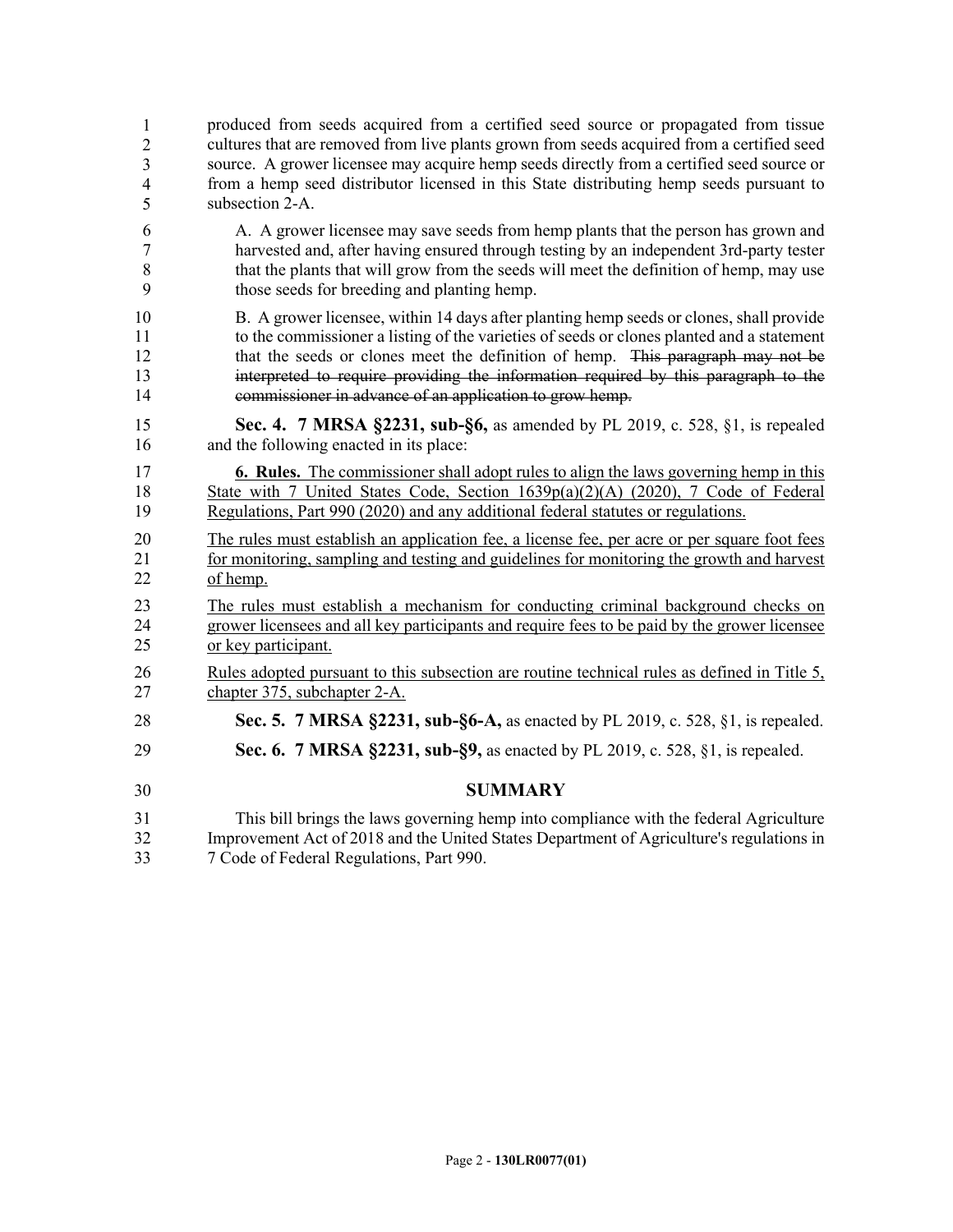produced from seeds acquired from a certified seed source or propagated from tissue cultures that are removed from live plants grown from seeds acquired from a certified seed source. A grower licensee may acquire hemp seeds directly from a certified seed source or from a hemp seed distributor licensed in this State distributing hemp seeds pursuant to subsection 2-A.

A. A grower licensee may save seeds from hemp plants that the person has grown and harvested and, after having ensured through testing by an independent 3rd-party tester that the plants that will grow from the seeds will meet the definition of hemp, may use those seeds for breeding and planting hemp.

B. A grower licensee, within 14 days after planting hemp seeds or clones, shall provide to the commissioner a listing of the varieties of seeds or clones planted and a statement that the seeds or clones meet the definition of hemp. ~~This paragraph may not be interpreted to require providing the information required by this paragraph to the commissioner in advance of an application to grow hemp.~~

**Sec. 4. 7 MRSA §2231, sub-§6,** as amended by PL 2019, c. 528, §1, is repealed and the following enacted in its place:

<u>**6. Rules.** The commissioner shall adopt rules to align the laws governing hemp in this State with 7 United States Code, Section 1639p(a)(2)(A) (2020), 7 Code of Federal Regulations, Part 990 (2020) and any additional federal statutes or regulations.</u>

<u>The rules must establish an application fee, a license fee, per acre or per square foot fees for monitoring, sampling and testing and guidelines for monitoring the growth and harvest of hemp.</u>

<u>The rules must establish a mechanism for conducting criminal background checks on grower licensees and all key participants and require fees to be paid by the grower licensee or key participant.</u>

<u>Rules adopted pursuant to this subsection are routine technical rules as defined in Title 5, chapter 375, subchapter 2-A.</u>

**Sec. 5. 7 MRSA §2231, sub-§6-A,** as enacted by PL 2019, c. 528, §1, is repealed.

**Sec. 6. 7 MRSA §2231, sub-§9,** as enacted by PL 2019, c. 528, §1, is repealed.

## SUMMARY

This bill brings the laws governing hemp into compliance with the federal Agriculture Improvement Act of 2018 and the United States Department of Agriculture's regulations in 7 Code of Federal Regulations, Part 990.